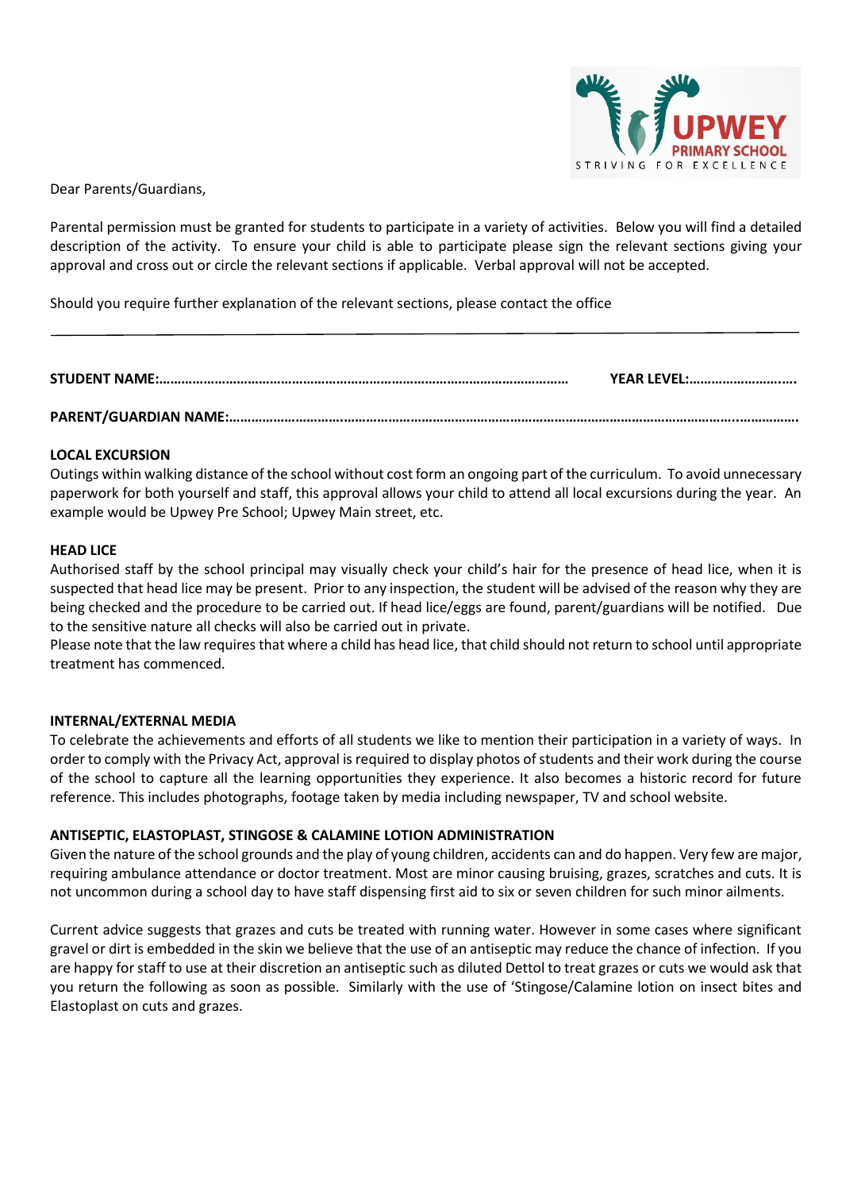UPWEY PRIMARY SCHOOL
STRIVING FOR EXCELLENCE

Dear Parents/Guardians,

Parental permission must be granted for students to participate in a variety of activities. Below you will find a detailed description of the activity. To ensure your child is able to participate please sign the relevant sections giving your approval and cross out or circle the relevant sections if applicable. Verbal approval will not be accepted.

Should you require further explanation of the relevant sections, please contact the office

---

**STUDENT NAME:………………………………………………………………………………………………** **YEAR LEVEL:……………………….**

**PARENT/GUARDIAN NAME:………………………….…………………………………………………………………………………….……………….**

**LOCAL EXCURSION**

Outings within walking distance of the school without cost form an ongoing part of the curriculum. To avoid unnecessary paperwork for both yourself and staff, this approval allows your child to attend all local excursions during the year. An example would be Upwey Pre School; Upwey Main street, etc.

**HEAD LICE**

Authorised staff by the school principal may visually check your child's hair for the presence of head lice, when it is suspected that head lice may be present. Prior to any inspection, the student will be advised of the reason why they are being checked and the procedure to be carried out. If head lice/eggs are found, parent/guardians will be notified. Due to the sensitive nature all checks will also be carried out in private.

Please note that the law requires that where a child has head lice, that child should not return to school until appropriate treatment has commenced.

**INTERNAL/EXTERNAL MEDIA**

To celebrate the achievements and efforts of all students we like to mention their participation in a variety of ways. In order to comply with the Privacy Act, approval is required to display photos of students and their work during the course of the school to capture all the learning opportunities they experience. It also becomes a historic record for future reference. This includes photographs, footage taken by media including newspaper, TV and school website.

**ANTISEPTIC, ELASTOPLAST, STINGOSE & CALAMINE LOTION ADMINISTRATION**

Given the nature of the school grounds and the play of young children, accidents can and do happen. Very few are major, requiring ambulance attendance or doctor treatment. Most are minor causing bruising, grazes, scratches and cuts. It is not uncommon during a school day to have staff dispensing first aid to six or seven children for such minor ailments.

Current advice suggests that grazes and cuts be treated with running water. However in some cases where significant gravel or dirt is embedded in the skin we believe that the use of an antiseptic may reduce the chance of infection. If you are happy for staff to use at their discretion an antiseptic such as diluted Dettol to treat grazes or cuts we would ask that you return the following as soon as possible. Similarly with the use of 'Stingose/Calamine lotion on insect bites and Elastoplast on cuts and grazes.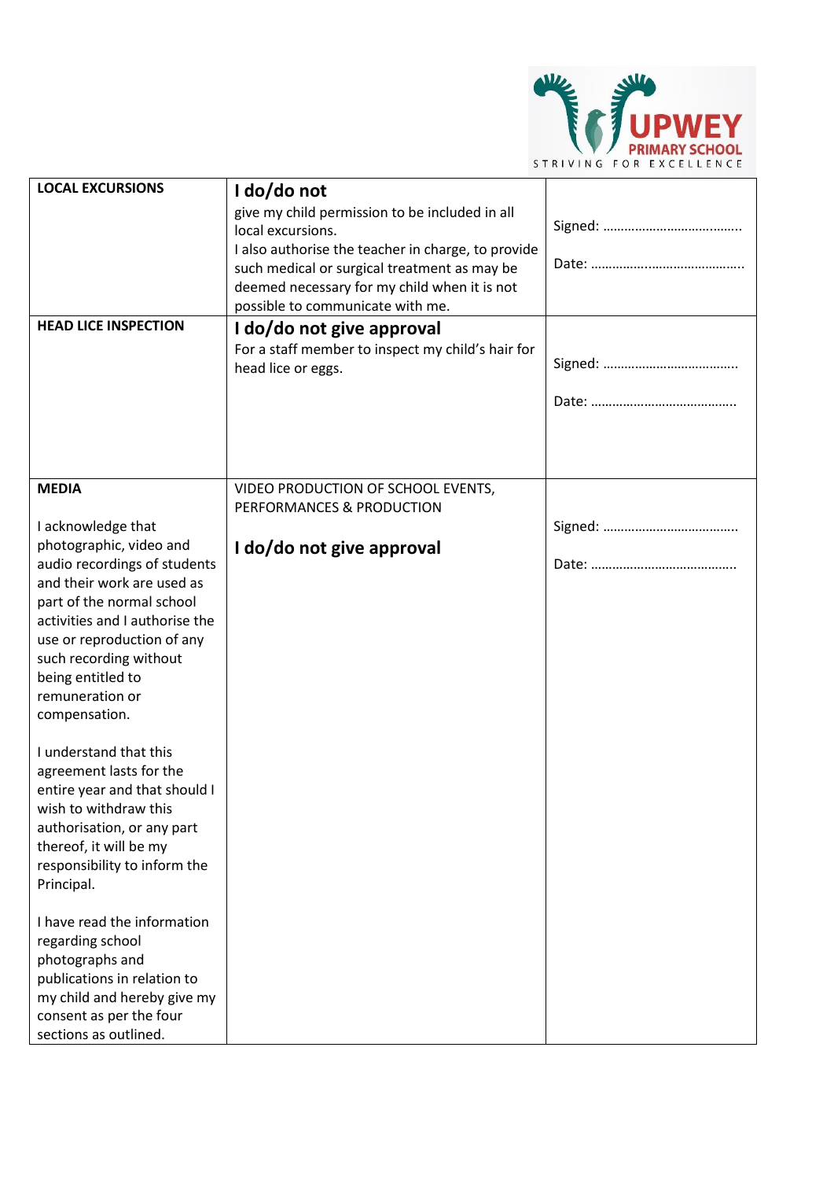UPWEY PRIMARY SCHOOL
STRIVING FOR EXCELLENCE

| **LOCAL EXCURSIONS** | **I do/do not**<br>give my child permission to be included in all local excursions.<br>I also authorise the teacher in charge, to provide such medical or surgical treatment as may be deemed necessary for my child when it is not possible to communicate with me. | Signed: ………………………………..<br><br>Date: …………………………………… |
|---|---|---|
| **HEAD LICE INSPECTION** | **I do/do not give approval**<br>For a staff member to inspect my child's hair for head lice or eggs. | Signed: ……………………………….<br><br>Date: ………………………………….. |
| **MEDIA**<br><br>I acknowledge that photographic, video and audio recordings of students and their work are used as part of the normal school activities and I authorise the use or reproduction of any such recording without being entitled to remuneration or compensation.<br><br>I understand that this agreement lasts for the entire year and that should I wish to withdraw this authorisation, or any part thereof, it will be my responsibility to inform the Principal.<br><br>I have read the information regarding school photographs and publications in relation to my child and hereby give my consent as per the four sections as outlined. | VIDEO PRODUCTION OF SCHOOL EVENTS, PERFORMANCES & PRODUCTION<br><br>**I do/do not give approval** | Signed: ……………………………….<br><br>Date: ………………………………….. |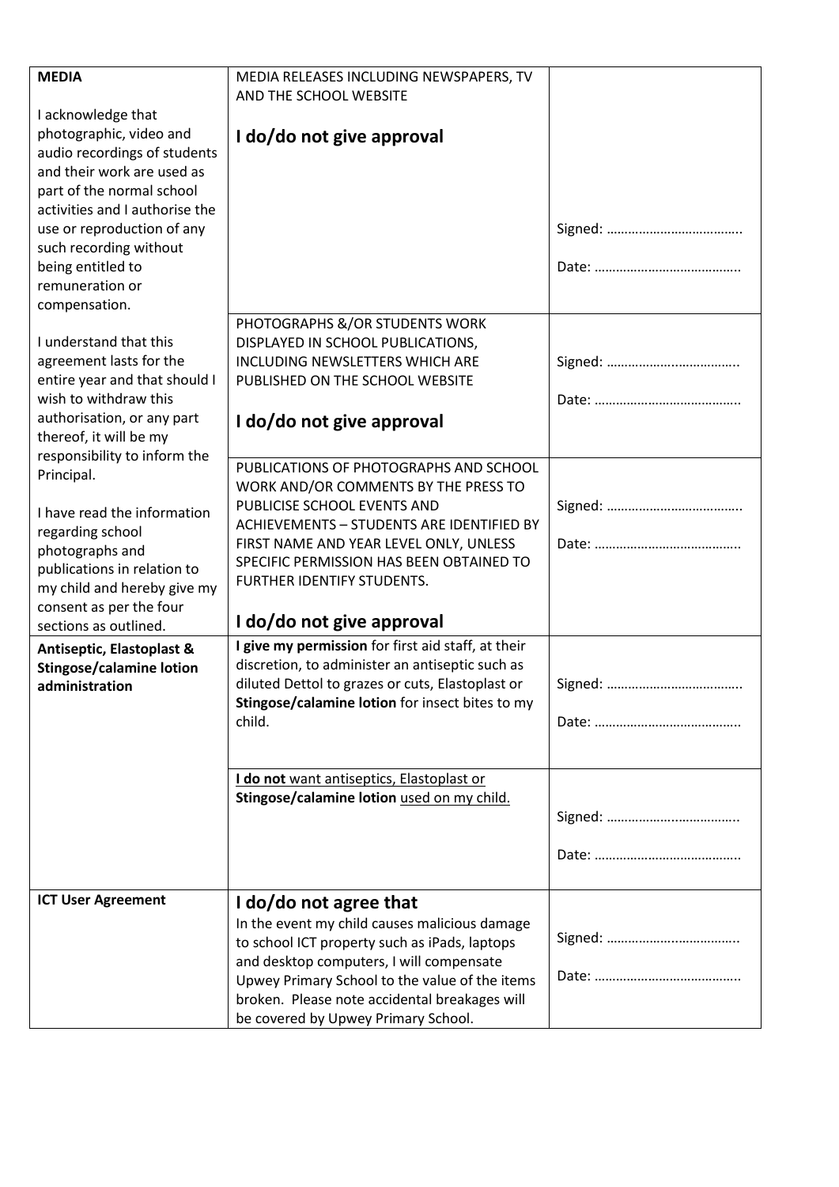| | | |
|---|---|---|
| **MEDIA**<br><br>I acknowledge that photographic, video and audio recordings of students and their work are used as part of the normal school activities and I authorise the use or reproduction of any such recording without being entitled to remuneration or compensation.<br><br>I understand that this agreement lasts for the entire year and that should I wish to withdraw this authorisation, or any part thereof, it will be my responsibility to inform the Principal.<br><br>I have read the information regarding school photographs and publications in relation to my child and hereby give my consent as per the four sections as outlined. | MEDIA RELEASES INCLUDING NEWSPAPERS, TV AND THE SCHOOL WEBSITE<br><br>**I do/do not give approval** | Signed: ……………………………….<br><br>Date: …………………………………. |
| | PHOTOGRAPHS &/OR STUDENTS WORK DISPLAYED IN SCHOOL PUBLICATIONS, INCLUDING NEWSLETTERS WHICH ARE PUBLISHED ON THE SCHOOL WEBSITE<br><br>**I do/do not give approval** | Signed: ……………………………….<br><br>Date: …………………………………. |
| | PUBLICATIONS OF PHOTOGRAPHS AND SCHOOL WORK AND/OR COMMENTS BY THE PRESS TO PUBLICISE SCHOOL EVENTS AND ACHIEVEMENTS – STUDENTS ARE IDENTIFIED BY FIRST NAME AND YEAR LEVEL ONLY, UNLESS SPECIFIC PERMISSION HAS BEEN OBTAINED TO FURTHER IDENTIFY STUDENTS.<br><br>**I do/do not give approval** | Signed: ……………………………….<br><br>Date: …………………………………. |
| **Antiseptic, Elastoplast & Stingose/calamine lotion administration** | **I give my permission** for first aid staff, at their discretion, to administer an antiseptic such as diluted Dettol to grazes or cuts, Elastoplast or **Stingose/calamine lotion** for insect bites to my child. | Signed: ……………………………….<br><br>Date: …………………………………. |
| | **I do not** want antiseptics, Elastoplast or **Stingose/calamine lotion** used on my child. | Signed: ……………………………….<br><br>Date: …………………………………. |
| **ICT User Agreement** | **I do/do not agree that**<br>In the event my child causes malicious damage to school ICT property such as iPads, laptops and desktop computers, I will compensate Upwey Primary School to the value of the items broken. Please note accidental breakages will be covered by Upwey Primary School. | Signed: ……………………………….<br><br>Date: …………………………………. |